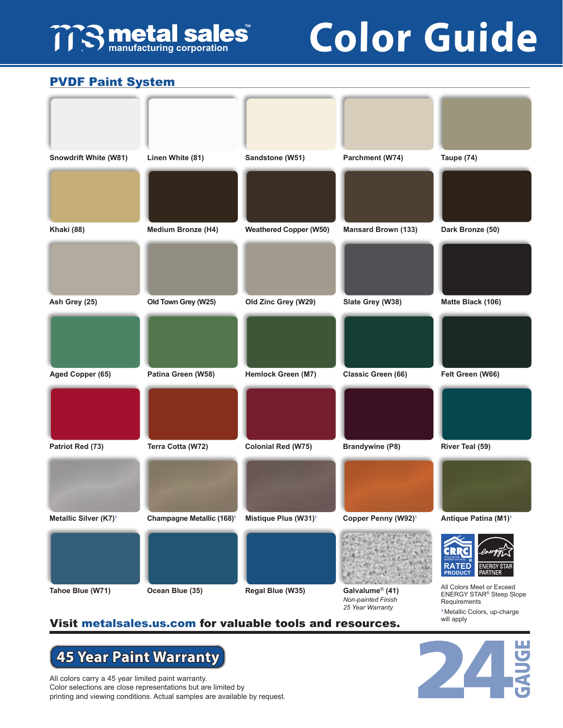# metal sales manufacturing corporation — Color Guide

## PVDF Paint System

- Snowdrift White (W81)
- Linen White (81)
- Sandstone (W51)
- Parchment (W74)
- Taupe (74)
- Khaki (88)
- Medium Bronze (H4)
- Weathered Copper (W50)
- Mansard Brown (133)
- Dark Bronze (50)
- Ash Grey (25)
- Old Town Grey (W25)
- Old Zinc Grey (W29)
- Slate Grey (W38)
- Matte Black (106)
- Aged Copper (65)
- Patina Green (W58)
- Hemlock Green (M7)
- Classic Green (66)
- Felt Green (W66)
- Patriot Red (73)
- Terra Cotta (W72)
- Colonial Red (W75)
- Brandywine (P8)
- River Teal (59)
- Metallic Silver (K7)[1]
- Champagne Metallic (168)[1]
- Mistique Plus (W31)[1]
- Copper Penny (W92)[1]
- Antique Patina (M1)[1]
- Tahoe Blue (W71)
- Ocean Blue (35)
- Regal Blue (W35)
- Galvalume® (41)
  *Non-painted Finish*
  *25 Year Warranty*

CRRC RATED PRODUCT — ENERGY STAR PARTNER

All Colors Meet or Exceed ENERGY STAR® Steep Slope Requirements

[1] Metallic Colors, up-charge will apply

**Visit metalsales.us.com for valuable tools and resources.**

## 45 Year Paint Warranty

All colors carry a 45 year limited paint warranty.
Color selections are close representations but are limited by printing and viewing conditions. Actual samples are available by request.

**24 GAUGE**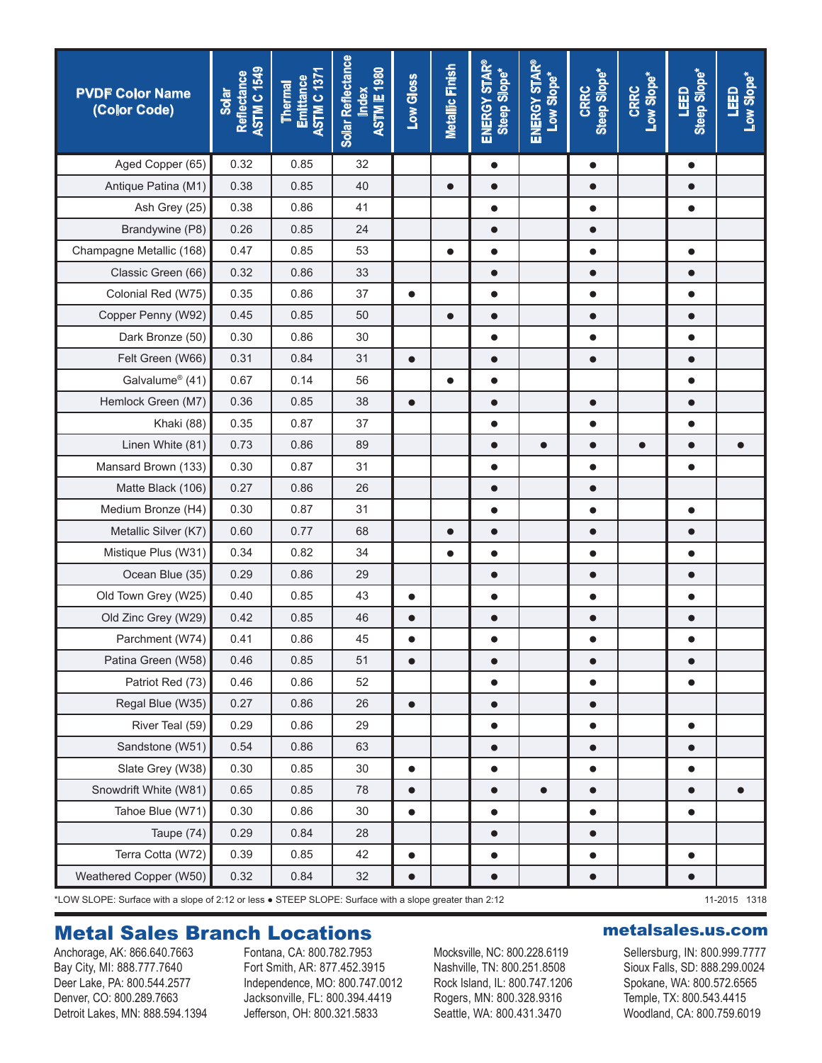| PVDF Color Name (Color Code) | Solar Reflectance ASTM C 1549 | Thermal Emittance ASTM C 1371 | Solar Reflectance Index ASTM E 1980 | Low Gloss | Metallic Finish | ENERGY STAR® Steep Slope* | ENERGY STAR® Low Slope* | CRRC Steep Slope* | CRRC Low Slope* | LEED Steep Slope* | LEED Low Slope* |
|---|---|---|---|---|---|---|---|---|---|---|---|
| Aged Copper (65) | 0.32 | 0.85 | 32 | | | ● | | ● | | ● | |
| Antique Patina (M1) | 0.38 | 0.85 | 40 | | ● | ● | | ● | | ● | |
| Ash Grey (25) | 0.38 | 0.86 | 41 | | | ● | | ● | | ● | |
| Brandywine (P8) | 0.26 | 0.85 | 24 | | | ● | | ● | | | |
| Champagne Metallic (168) | 0.47 | 0.85 | 53 | | ● | ● | | ● | | ● | |
| Classic Green (66) | 0.32 | 0.86 | 33 | | | ● | | ● | | ● | |
| Colonial Red (W75) | 0.35 | 0.86 | 37 | ● | | ● | | ● | | ● | |
| Copper Penny (W92) | 0.45 | 0.85 | 50 | | ● | ● | | ● | | ● | |
| Dark Bronze (50) | 0.30 | 0.86 | 30 | | | ● | | ● | | ● | |
| Felt Green (W66) | 0.31 | 0.84 | 31 | ● | | ● | | ● | | ● | |
| Galvalume® (41) | 0.67 | 0.14 | 56 | | ● | ● | | | | ● | |
| Hemlock Green (M7) | 0.36 | 0.85 | 38 | ● | | ● | | ● | | ● | |
| Khaki (88) | 0.35 | 0.87 | 37 | | | ● | | ● | | ● | |
| Linen White (81) | 0.73 | 0.86 | 89 | | | ● | ● | ● | ● | ● | ● |
| Mansard Brown (133) | 0.30 | 0.87 | 31 | | | ● | | ● | | ● | |
| Matte Black (106) | 0.27 | 0.86 | 26 | | | ● | | ● | | | |
| Medium Bronze (H4) | 0.30 | 0.87 | 31 | | | ● | | ● | | ● | |
| Metallic Silver (K7) | 0.60 | 0.77 | 68 | | ● | ● | | ● | | ● | |
| Mistique Plus (W31) | 0.34 | 0.82 | 34 | | ● | ● | | ● | | ● | |
| Ocean Blue (35) | 0.29 | 0.86 | 29 | | | ● | | ● | | ● | |
| Old Town Grey (W25) | 0.40 | 0.85 | 43 | ● | | ● | | ● | | ● | |
| Old Zinc Grey (W29) | 0.42 | 0.85 | 46 | ● | | ● | | ● | | ● | |
| Parchment (W74) | 0.41 | 0.86 | 45 | ● | | ● | | ● | | ● | |
| Patina Green (W58) | 0.46 | 0.85 | 51 | ● | | ● | | ● | | ● | |
| Patriot Red (73) | 0.46 | 0.86 | 52 | | | ● | | ● | | ● | |
| Regal Blue (W35) | 0.27 | 0.86 | 26 | ● | | ● | | ● | | | |
| River Teal (59) | 0.29 | 0.86 | 29 | | | ● | | ● | | ● | |
| Sandstone (W51) | 0.54 | 0.86 | 63 | | | ● | | ● | | ● | |
| Slate Grey (W38) | 0.30 | 0.85 | 30 | ● | | ● | | ● | | ● | |
| Snowdrift White (W81) | 0.65 | 0.85 | 78 | ● | | ● | ● | ● | | ● | ● |
| Tahoe Blue (W71) | 0.30 | 0.86 | 30 | ● | | ● | | ● | | ● | |
| Taupe (74) | 0.29 | 0.84 | 28 | | | ● | | ● | | | |
| Terra Cotta (W72) | 0.39 | 0.85 | 42 | ● | | ● | | ● | | ● | |
| Weathered Copper (W50) | 0.32 | 0.84 | 32 | ● | | ● | | ● | | ● | |

*LOW SLOPE: Surface with a slope of 2:12 or less ● STEEP SLOPE: Surface with a slope greater than 2:12

11-2015 1318

## Metal Sales Branch Locations

**metalsales.us.com**

Anchorage, AK: 866.640.7663
Bay City, MI: 888.777.7640
Deer Lake, PA: 800.544.2577
Denver, CO: 800.289.7663
Detroit Lakes, MN: 888.594.1394
Fontana, CA: 800.782.7953
Fort Smith, AR: 877.452.3915
Independence, MO: 800.747.0012
Jacksonville, FL: 800.394.4419
Jefferson, OH: 800.321.5833
Mocksville, NC: 800.228.6119
Nashville, TN: 800.251.8508
Rock Island, IL: 800.747.1206
Rogers, MN: 800.328.9316
Seattle, WA: 800.431.3470
Sellersburg, IN: 800.999.7777
Sioux Falls, SD: 888.299.0024
Spokane, WA: 800.572.6565
Temple, TX: 800.543.4415
Woodland, CA: 800.759.6019